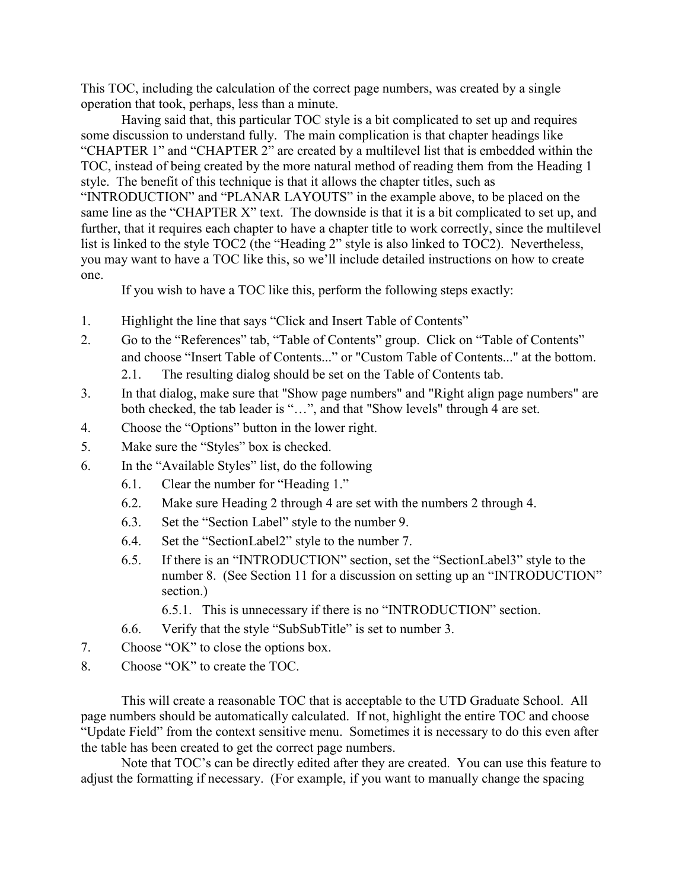This TOC, including the calculation of the correct page numbers, was created by a single operation that took, perhaps, less than a minute.

Having said that, this particular TOC style is a bit complicated to set up and requires some discussion to understand fully. The main complication is that chapter headings like “CHAPTER 1” and “CHAPTER 2” are created by a multilevel list that is embedded within the TOC, instead of being created by the more natural method of reading them from the Heading 1 style. The benefit of this technique is that it allows the chapter titles, such as “INTRODUCTION” and “PLANAR LAYOUTS” in the example above, to be placed on the same line as the “CHAPTER X” text. The downside is that it is a bit complicated to set up, and further, that it requires each chapter to have a chapter title to work correctly, since the multilevel list is linked to the style TOC2 (the “Heading 2” style is also linked to TOC2). Nevertheless, you may want to have a TOC like this, so we’ll include detailed instructions on how to create one.

If you wish to have a TOC like this, perform the following steps exactly:

1. Highlight the line that says “Click and Insert Table of Contents”
2. Go to the “References” tab, “Table of Contents” group. Click on “Table of Contents” and choose “Insert Table of Contents...” or "Custom Table of Contents..." at the bottom.
   - 2.1. The resulting dialog should be set on the Table of Contents tab.
3. In that dialog, make sure that "Show page numbers" and "Right align page numbers" are both checked, the tab leader is “…”, and that "Show levels" through 4 are set.
4. Choose the “Options” button in the lower right.
5. Make sure the “Styles” box is checked.
6. In the “Available Styles” list, do the following
   - 6.1. Clear the number for “Heading 1.”
   - 6.2. Make sure Heading 2 through 4 are set with the numbers 2 through 4.
   - 6.3. Set the “Section Label” style to the number 9.
   - 6.4. Set the “SectionLabel2” style to the number 7.
   - 6.5. If there is an “INTRODUCTION” section, set the “SectionLabel3” style to the number 8. (See Section 11 for a discussion on setting up an “INTRODUCTION” section.)
     - 6.5.1. This is unnecessary if there is no “INTRODUCTION” section.
   - 6.6. Verify that the style “SubSubTitle” is set to number 3.
7. Choose “OK” to close the options box.
8. Choose “OK” to create the TOC.

This will create a reasonable TOC that is acceptable to the UTD Graduate School. All page numbers should be automatically calculated. If not, highlight the entire TOC and choose “Update Field” from the context sensitive menu. Sometimes it is necessary to do this even after the table has been created to get the correct page numbers.

Note that TOC’s can be directly edited after they are created. You can use this feature to adjust the formatting if necessary. (For example, if you want to manually change the spacing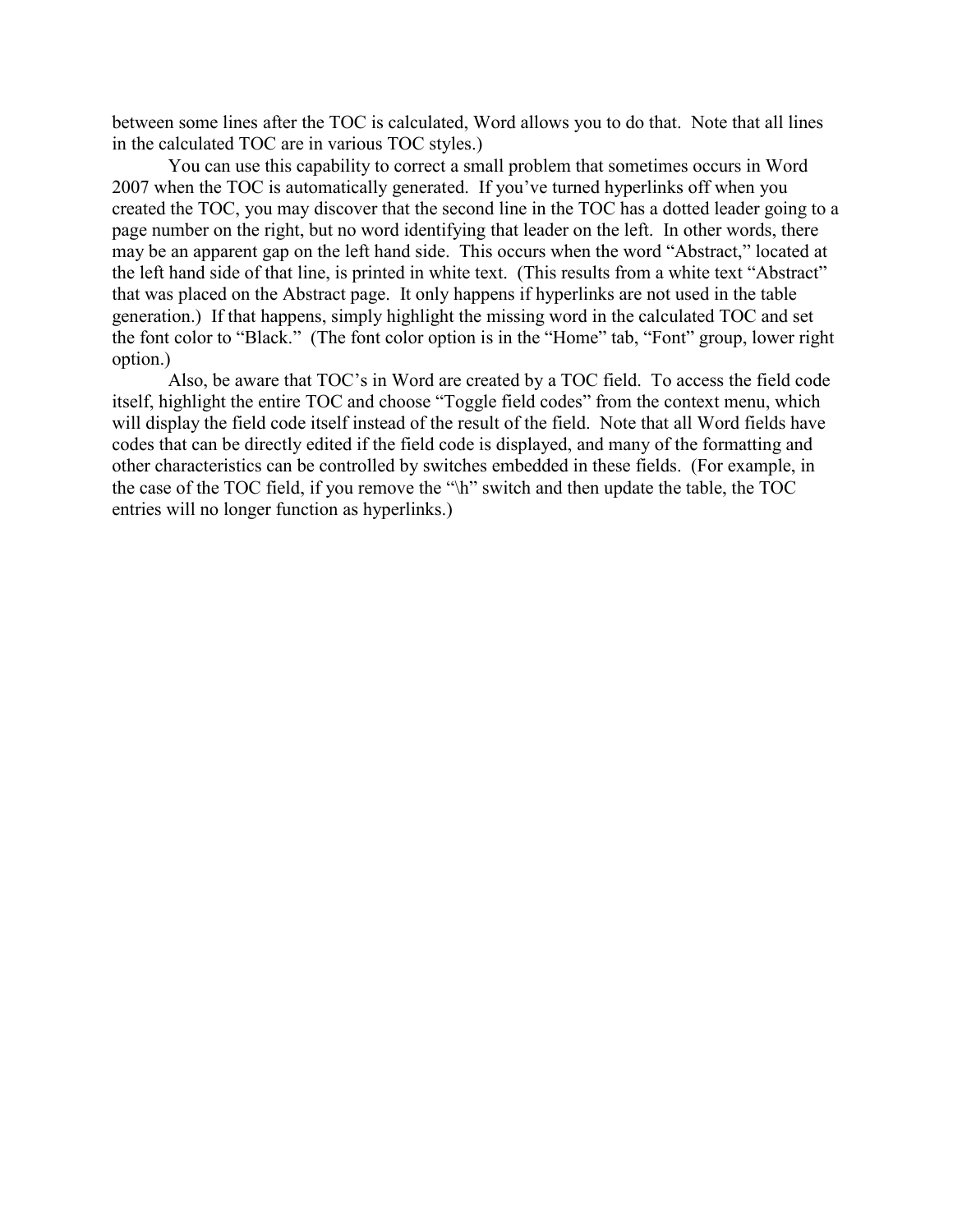between some lines after the TOC is calculated, Word allows you to do that. Note that all lines in the calculated TOC are in various TOC styles.)

You can use this capability to correct a small problem that sometimes occurs in Word 2007 when the TOC is automatically generated. If you've turned hyperlinks off when you created the TOC, you may discover that the second line in the TOC has a dotted leader going to a page number on the right, but no word identifying that leader on the left. In other words, there may be an apparent gap on the left hand side. This occurs when the word "Abstract," located at the left hand side of that line, is printed in white text. (This results from a white text "Abstract" that was placed on the Abstract page. It only happens if hyperlinks are not used in the table generation.) If that happens, simply highlight the missing word in the calculated TOC and set the font color to "Black." (The font color option is in the "Home" tab, "Font" group, lower right option.)

Also, be aware that TOC's in Word are created by a TOC field. To access the field code itself, highlight the entire TOC and choose "Toggle field codes" from the context menu, which will display the field code itself instead of the result of the field. Note that all Word fields have codes that can be directly edited if the field code is displayed, and many of the formatting and other characteristics can be controlled by switches embedded in these fields. (For example, in the case of the TOC field, if you remove the "\h" switch and then update the table, the TOC entries will no longer function as hyperlinks.)